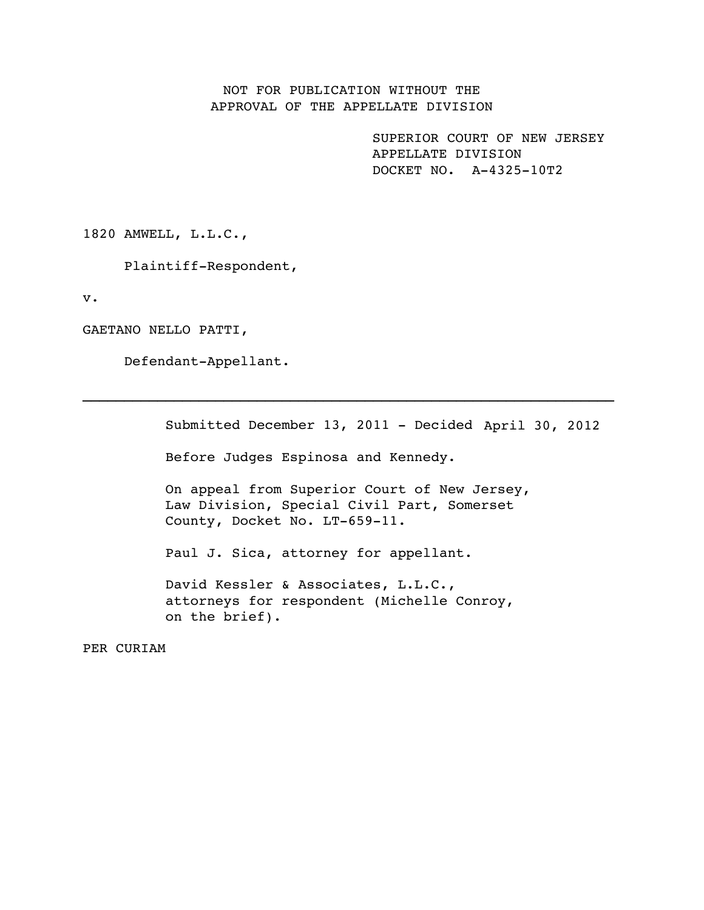NOT FOR PUBLICATION WITHOUT THE
APPROVAL OF THE APPELLATE DIVISION

SUPERIOR COURT OF NEW JERSEY
APPELLATE DIVISION
DOCKET NO. A-4325-10T2

1820 AMWELL, L.L.C.,

Plaintiff-Respondent,

v.

GAETANO NELLO PATTI,

Defendant-Appellant.

---

Submitted December 13, 2011 - Decided April 30, 2012

Before Judges Espinosa and Kennedy.

On appeal from Superior Court of New Jersey, Law Division, Special Civil Part, Somerset County, Docket No. LT-659-11.

Paul J. Sica, attorney for appellant.

David Kessler & Associates, L.L.C., attorneys for respondent (Michelle Conroy, on the brief).

PER CURIAM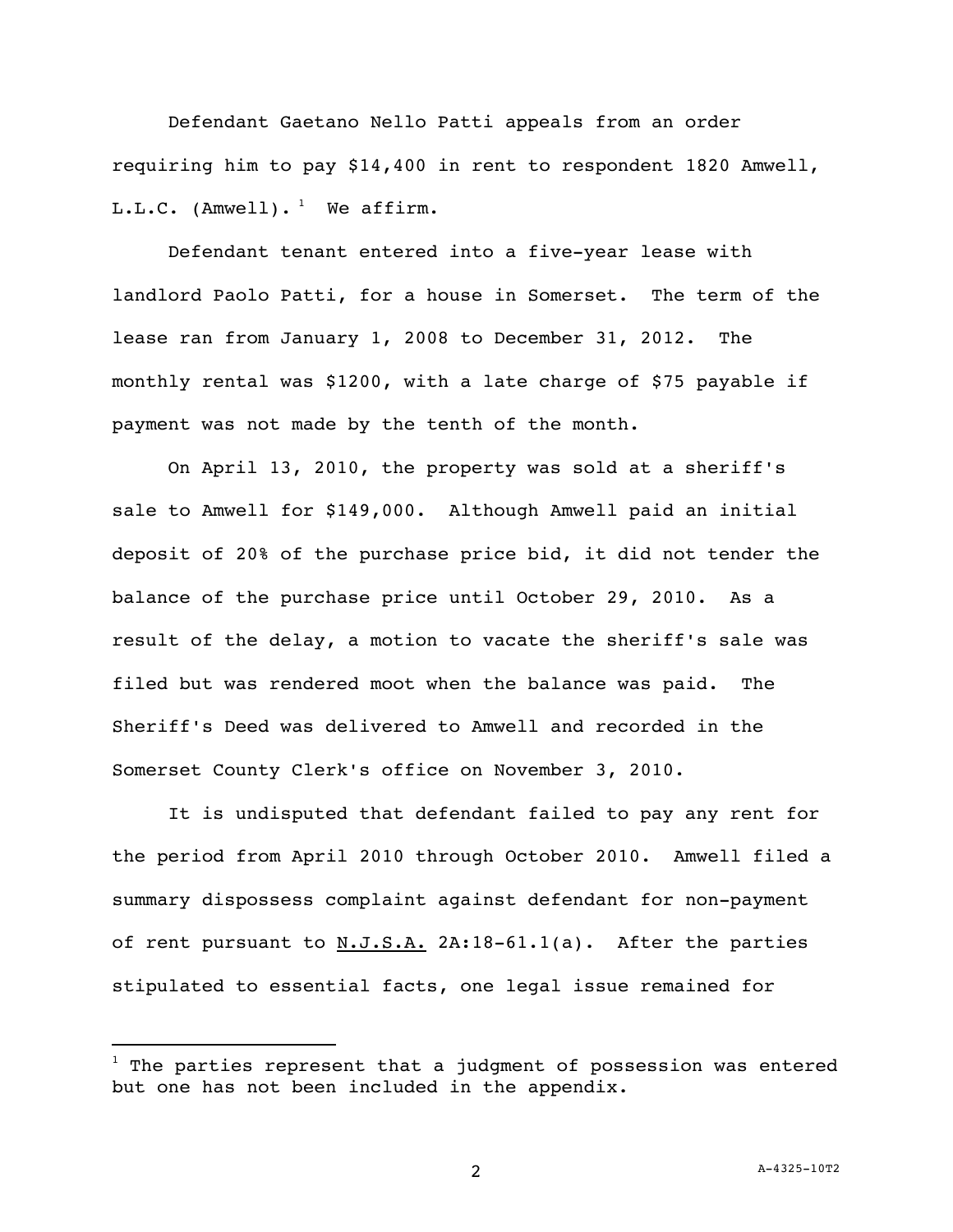Defendant Gaetano Nello Patti appeals from an order requiring him to pay $14,400 in rent to respondent 1820 Amwell, L.L.C. (Amwell).[1] We affirm.

Defendant tenant entered into a five-year lease with landlord Paolo Patti, for a house in Somerset. The term of the lease ran from January 1, 2008 to December 31, 2012. The monthly rental was $1200, with a late charge of $75 payable if payment was not made by the tenth of the month.

On April 13, 2010, the property was sold at a sheriff's sale to Amwell for $149,000. Although Amwell paid an initial deposit of 20% of the purchase price bid, it did not tender the balance of the purchase price until October 29, 2010. As a result of the delay, a motion to vacate the sheriff's sale was filed but was rendered moot when the balance was paid. The Sheriff's Deed was delivered to Amwell and recorded in the Somerset County Clerk's office on November 3, 2010.

It is undisputed that defendant failed to pay any rent for the period from April 2010 through October 2010. Amwell filed a summary dispossess complaint against defendant for non-payment of rent pursuant to N.J.S.A. 2A:18-61.1(a). After the parties stipulated to essential facts, one legal issue remained for

[1] The parties represent that a judgment of possession was entered but one has not been included in the appendix.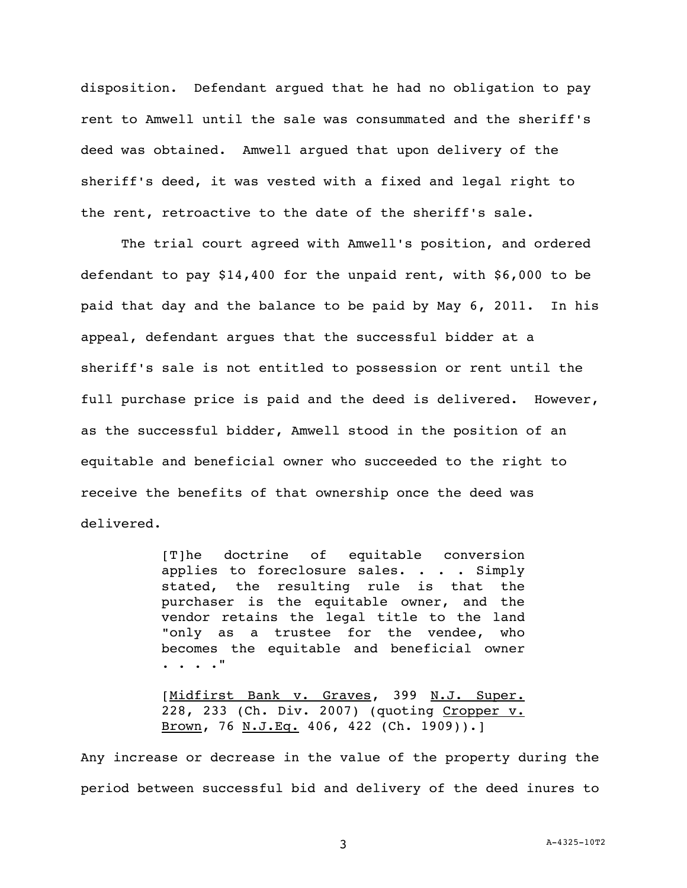disposition. Defendant argued that he had no obligation to pay rent to Amwell until the sale was consummated and the sheriff's deed was obtained. Amwell argued that upon delivery of the sheriff's deed, it was vested with a fixed and legal right to the rent, retroactive to the date of the sheriff's sale.

The trial court agreed with Amwell's position, and ordered defendant to pay $14,400 for the unpaid rent, with $6,000 to be paid that day and the balance to be paid by May 6, 2011. In his appeal, defendant argues that the successful bidder at a sheriff's sale is not entitled to possession or rent until the full purchase price is paid and the deed is delivered. However, as the successful bidder, Amwell stood in the position of an equitable and beneficial owner who succeeded to the right to receive the benefits of that ownership once the deed was delivered.

> [T]he doctrine of equitable conversion applies to foreclosure sales. . . . Simply stated, the resulting rule is that the purchaser is the equitable owner, and the vendor retains the legal title to the land "only as a trustee for the vendee, who becomes the equitable and beneficial owner . . . ."
>
> [Midfirst Bank v. Graves, 399 N.J. Super. 228, 233 (Ch. Div. 2007) (quoting Cropper v. Brown, 76 N.J.Eq. 406, 422 (Ch. 1909)).]

Any increase or decrease in the value of the property during the period between successful bid and delivery of the deed inures to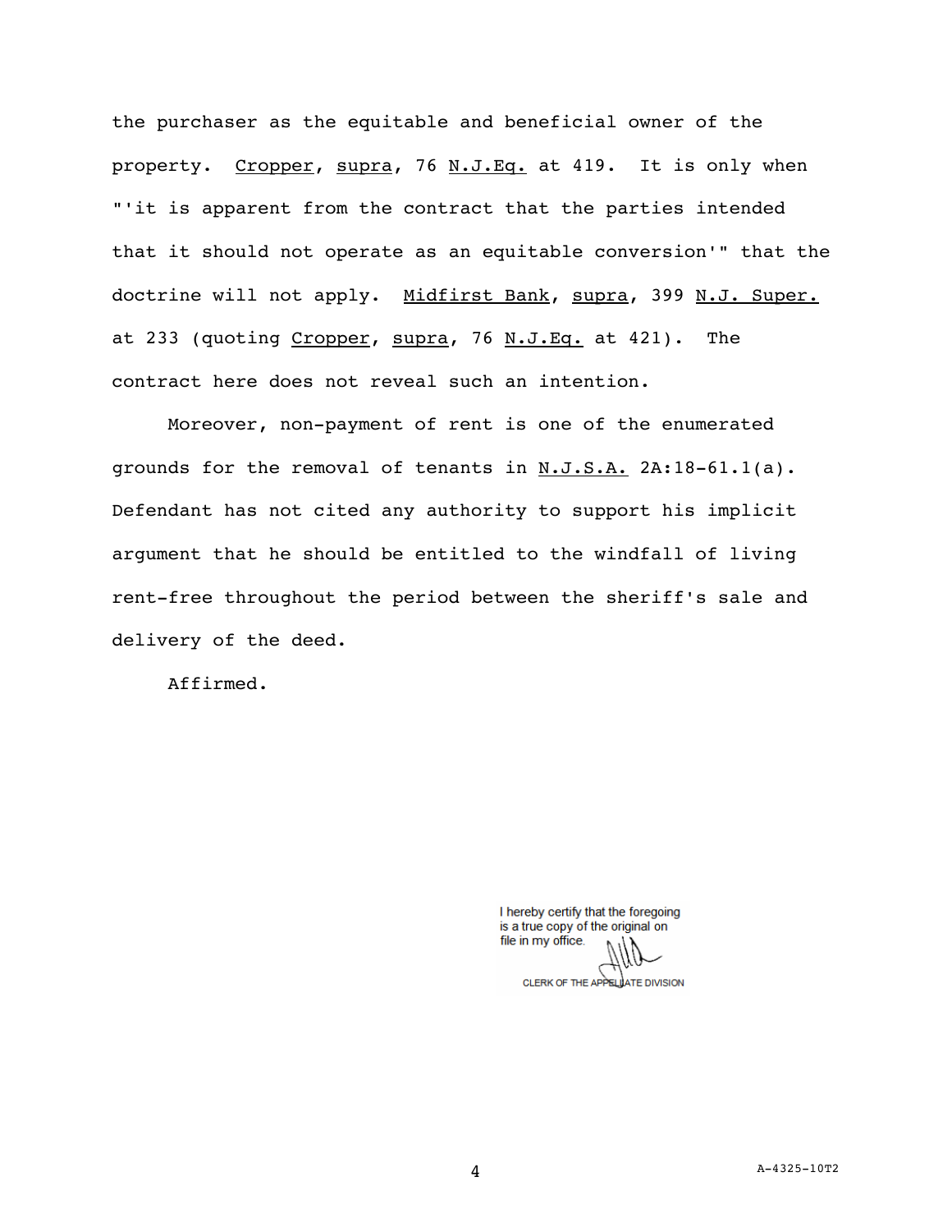the purchaser as the equitable and beneficial owner of the property. Cropper, supra, 76 N.J.Eq. at 419. It is only when "'it is apparent from the contract that the parties intended that it should not operate as an equitable conversion'" that the doctrine will not apply. Midfirst Bank, supra, 399 N.J. Super. at 233 (quoting Cropper, supra, 76 N.J.Eq. at 421). The contract here does not reveal such an intention.

Moreover, non-payment of rent is one of the enumerated grounds for the removal of tenants in N.J.S.A. 2A:18-61.1(a). Defendant has not cited any authority to support his implicit argument that he should be entitled to the windfall of living rent-free throughout the period between the sheriff's sale and delivery of the deed.

Affirmed.

I hereby certify that the foregoing is a true copy of the original on file in my office.

CLERK OF THE APPELLATE DIVISION